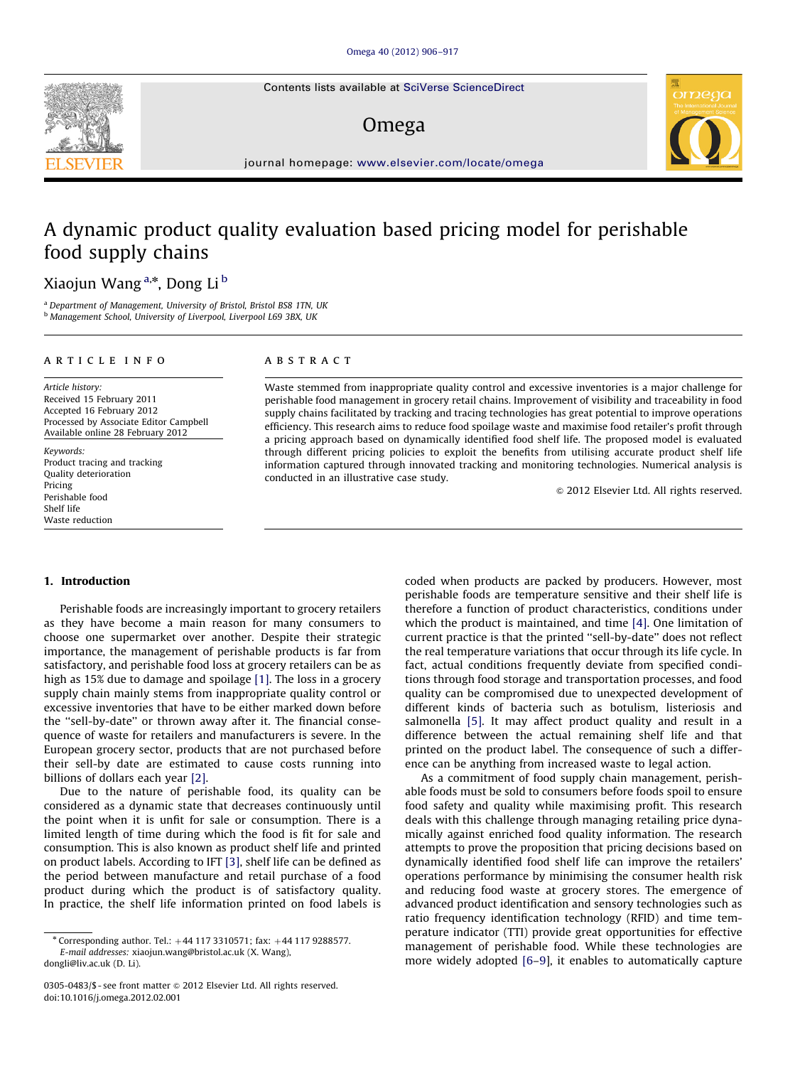# A dynamic product quality evaluation based pricing model for perishable food supply chains

Xiaojun Wang [a,*], Dong Li [b]

[a] Department of Management, University of Bristol, Bristol BS8 1TN, UK
[b] Management School, University of Liverpool, Liverpool L69 3BX, UK

**ARTICLE INFO**

*Article history:*
Received 15 February 2011
Accepted 16 February 2012
Processed by Associate Editor Campbell
Available online 28 February 2012

*Keywords:*
Product tracing and tracking
Quality deterioration
Pricing
Perishable food
Shelf life
Waste reduction

**ABSTRACT**

Waste stemmed from inappropriate quality control and excessive inventories is a major challenge for perishable food management in grocery retail chains. Improvement of visibility and traceability in food supply chains facilitated by tracking and tracing technologies has great potential to improve operations efficiency. This research aims to reduce food spoilage waste and maximise food retailer's profit through a pricing approach based on dynamically identified food shelf life. The proposed model is evaluated through different pricing policies to exploit the benefits from utilising accurate product shelf life information captured through innovated tracking and monitoring technologies. Numerical analysis is conducted in an illustrative case study.

© 2012 Elsevier Ltd. All rights reserved.

## 1. Introduction

Perishable foods are increasingly important to grocery retailers as they have become a main reason for many consumers to choose one supermarket over another. Despite their strategic importance, the management of perishable products is far from satisfactory, and perishable food loss at grocery retailers can be as high as 15% due to damage and spoilage [1]. The loss in a grocery supply chain mainly stems from inappropriate quality control or excessive inventories that have to be either marked down before the "sell-by-date" or thrown away after it. The financial consequence of waste for retailers and manufacturers is severe. In the European grocery sector, products that are not purchased before their sell-by date are estimated to cause costs running into billions of dollars each year [2].

Due to the nature of perishable food, its quality can be considered as a dynamic state that decreases continuously until the point when it is unfit for sale or consumption. There is a limited length of time during which the food is fit for sale and consumption. This is also known as product shelf life and printed on product labels. According to IFT [3], shelf life can be defined as the period between manufacture and retail purchase of a food product during which the product is of satisfactory quality. In practice, the shelf life information printed on food labels is coded when products are packed by producers. However, most perishable foods are temperature sensitive and their shelf life is therefore a function of product characteristics, conditions under which the product is maintained, and time [4]. One limitation of current practice is that the printed "sell-by-date" does not reflect the real temperature variations that occur through its life cycle. In fact, actual conditions frequently deviate from specified conditions through food storage and transportation processes, and food quality can be compromised due to unexpected development of different kinds of bacteria such as botulism, listeriosis and salmonella [5]. It may affect product quality and result in a difference between the actual remaining shelf life and that printed on the product label. The consequence of such a difference can be anything from increased waste to legal action.

As a commitment of food supply chain management, perishable foods must be sold to consumers before foods spoil to ensure food safety and quality while maximising profit. This research deals with this challenge through managing retailing price dynamically against enriched food quality information. The research attempts to prove the proposition that pricing decisions based on dynamically identified food shelf life can improve the retailers' operations performance by minimising the consumer health risk and reducing food waste at grocery stores. The emergence of advanced product identification and sensory technologies such as ratio frequency identification technology (RFID) and time temperature indicator (TTI) provide great opportunities for effective management of perishable food. While these technologies are more widely adopted [6–9], it enables to automatically capture

* Corresponding author. Tel.: +44 117 3310571; fax: +44 117 9288577.
*E-mail addresses:* xiaojun.wang@bristol.ac.uk (X. Wang), dongli@liv.ac.uk (D. Li).

0305-0483/$ - see front matter © 2012 Elsevier Ltd. All rights reserved.
doi:10.1016/j.omega.2012.02.001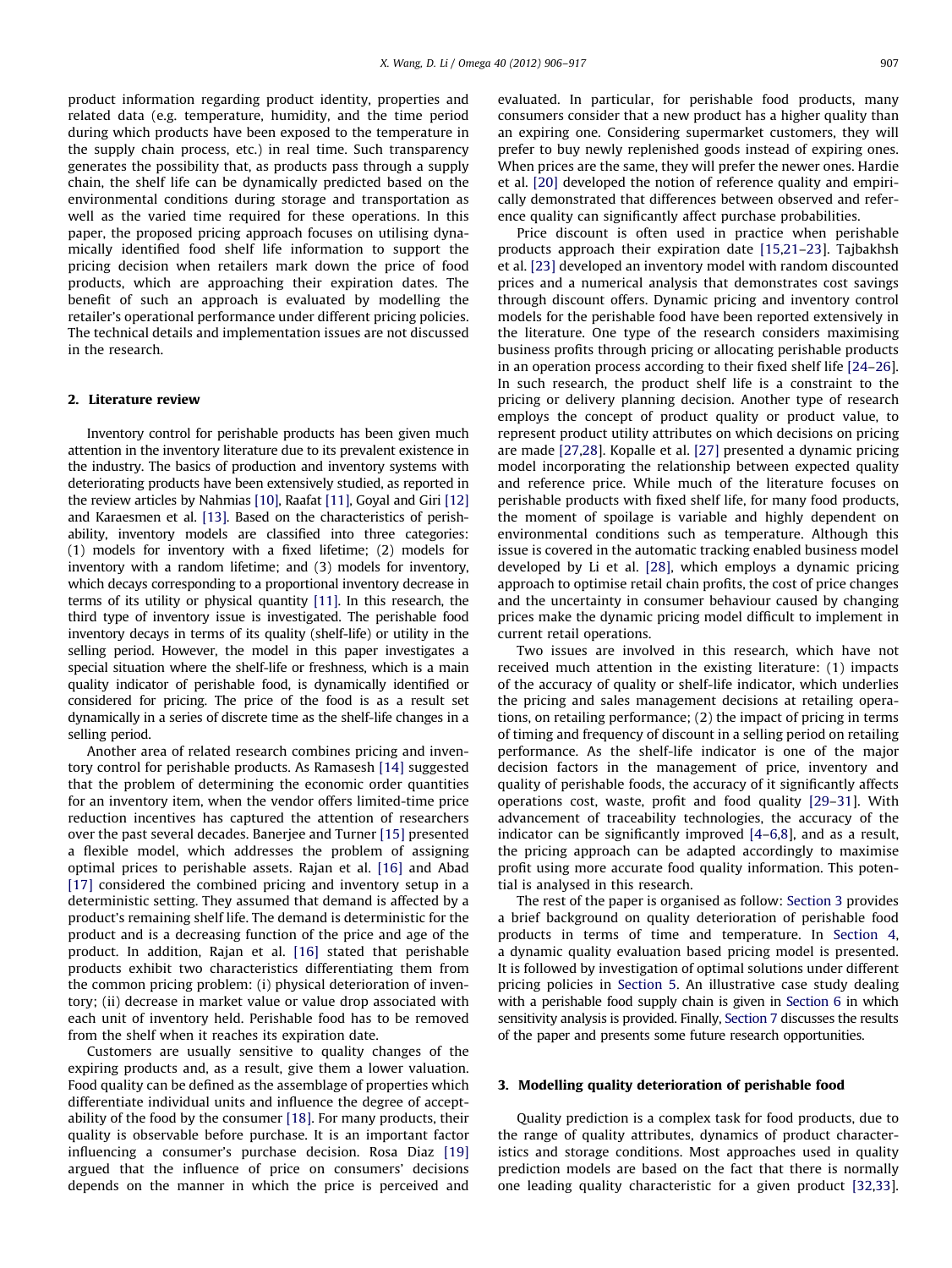product information regarding product identity, properties and related data (e.g. temperature, humidity, and the time period during which products have been exposed to the temperature in the supply chain process, etc.) in real time. Such transparency generates the possibility that, as products pass through a supply chain, the shelf life can be dynamically predicted based on the environmental conditions during storage and transportation as well as the varied time required for these operations. In this paper, the proposed pricing approach focuses on utilising dynamically identified food shelf life information to support the pricing decision when retailers mark down the price of food products, which are approaching their expiration dates. The benefit of such an approach is evaluated by modelling the retailer's operational performance under different pricing policies. The technical details and implementation issues are not discussed in the research.

## 2. Literature review

Inventory control for perishable products has been given much attention in the inventory literature due to its prevalent existence in the industry. The basics of production and inventory systems with deteriorating products have been extensively studied, as reported in the review articles by Nahmias [10], Raafat [11], Goyal and Giri [12] and Karaesmen et al. [13]. Based on the characteristics of perishability, inventory models are classified into three categories: (1) models for inventory with a fixed lifetime; (2) models for inventory with a random lifetime; and (3) models for inventory, which decays corresponding to a proportional inventory decrease in terms of its utility or physical quantity [11]. In this research, the third type of inventory issue is investigated. The perishable food inventory decays in terms of its quality (shelf-life) or utility in the selling period. However, the model in this paper investigates a special situation where the shelf-life or freshness, which is a main quality indicator of perishable food, is dynamically identified or considered for pricing. The price of the food is as a result set dynamically in a series of discrete time as the shelf-life changes in a selling period.

Another area of related research combines pricing and inventory control for perishable products. As Ramasesh [14] suggested that the problem of determining the economic order quantities for an inventory item, when the vendor offers limited-time price reduction incentives has captured the attention of researchers over the past several decades. Banerjee and Turner [15] presented a flexible model, which addresses the problem of assigning optimal prices to perishable assets. Rajan et al. [16] and Abad [17] considered the combined pricing and inventory setup in a deterministic setting. They assumed that demand is affected by a product's remaining shelf life. The demand is deterministic for the product and is a decreasing function of the price and age of the product. In addition, Rajan et al. [16] stated that perishable products exhibit two characteristics differentiating them from the common pricing problem: (i) physical deterioration of inventory; (ii) decrease in market value or value drop associated with each unit of inventory held. Perishable food has to be removed from the shelf when it reaches its expiration date.

Customers are usually sensitive to quality changes of the expiring products and, as a result, give them a lower valuation. Food quality can be defined as the assemblage of properties which differentiate individual units and influence the degree of acceptability of the food by the consumer [18]. For many products, their quality is observable before purchase. It is an important factor influencing a consumer's purchase decision. Rosa Diaz [19] argued that the influence of price on consumers' decisions depends on the manner in which the price is perceived and evaluated. In particular, for perishable food products, many consumers consider that a new product has a higher quality than an expiring one. Considering supermarket customers, they will prefer to buy newly replenished goods instead of expiring ones. When prices are the same, they will prefer the newer ones. Hardie et al. [20] developed the notion of reference quality and empirically demonstrated that differences between observed and reference quality can significantly affect purchase probabilities.

Price discount is often used in practice when perishable products approach their expiration date [15,21–23]. Tajbakhsh et al. [23] developed an inventory model with random discounted prices and a numerical analysis that demonstrates cost savings through discount offers. Dynamic pricing and inventory control models for the perishable food have been reported extensively in the literature. One type of the research considers maximising business profits through pricing or allocating perishable products in an operation process according to their fixed shelf life [24–26]. In such research, the product shelf life is a constraint to the pricing or delivery planning decision. Another type of research employs the concept of product quality or product value, to represent product utility attributes on which decisions on pricing are made [27,28]. Kopalle et al. [27] presented a dynamic pricing model incorporating the relationship between expected quality and reference price. While much of the literature focuses on perishable products with fixed shelf life, for many food products, the moment of spoilage is variable and highly dependent on environmental conditions such as temperature. Although this issue is covered in the automatic tracking enabled business model developed by Li et al. [28], which employs a dynamic pricing approach to optimise retail chain profits, the cost of price changes and the uncertainty in consumer behaviour caused by changing prices make the dynamic pricing model difficult to implement in current retail operations.

Two issues are involved in this research, which have not received much attention in the existing literature: (1) impacts of the accuracy of quality or shelf-life indicator, which underlies the pricing and sales management decisions at retailing operations, on retailing performance; (2) the impact of pricing in terms of timing and frequency of discount in a selling period on retailing performance. As the shelf-life indicator is one of the major decision factors in the management of price, inventory and quality of perishable foods, the accuracy of it significantly affects operations cost, waste, profit and food quality [29–31]. With advancement of traceability technologies, the accuracy of the indicator can be significantly improved [4–6,8], and as a result, the pricing approach can be adapted accordingly to maximise profit using more accurate food quality information. This potential is analysed in this research.

The rest of the paper is organised as follow: Section 3 provides a brief background on quality deterioration of perishable food products in terms of time and temperature. In Section 4, a dynamic quality evaluation based pricing model is presented. It is followed by investigation of optimal solutions under different pricing policies in Section 5. An illustrative case study dealing with a perishable food supply chain is given in Section 6 in which sensitivity analysis is provided. Finally, Section 7 discusses the results of the paper and presents some future research opportunities.

## 3. Modelling quality deterioration of perishable food

Quality prediction is a complex task for food products, due to the range of quality attributes, dynamics of product characteristics and storage conditions. Most approaches used in quality prediction models are based on the fact that there is normally one leading quality characteristic for a given product [32,33].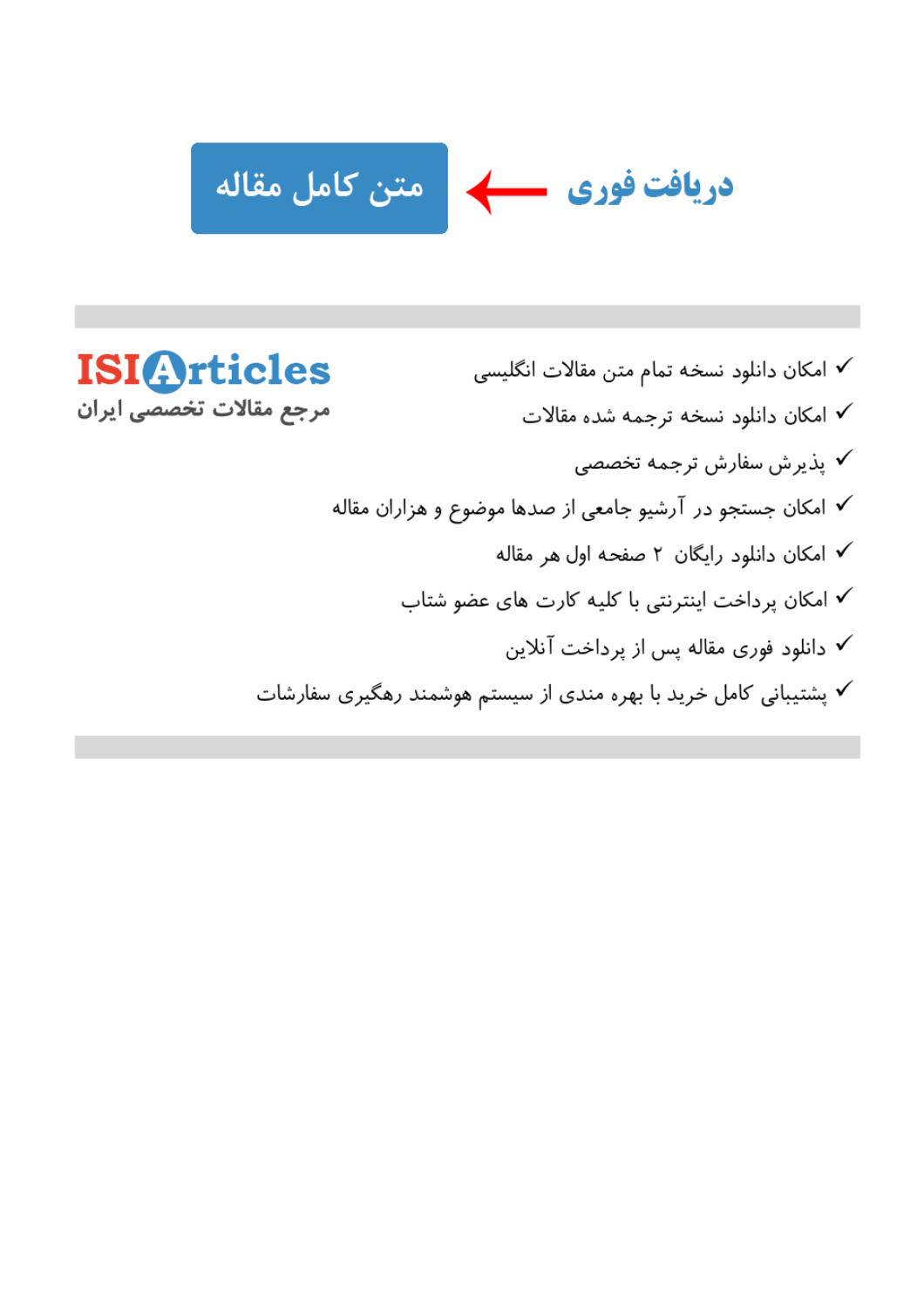دریافت فوری ← **متن کامل مقاله**

**ISIArticles**
مرجع مقالات تخصصی ایران

- ✓ امکان دانلود نسخه تمام متن مقالات انگلیسی
- ✓ امکان دانلود نسخه ترجمه شده مقالات
- ✓ پذیرش سفارش ترجمه تخصصی
- ✓ امکان جستجو در آرشیو جامعی از صدها موضوع و هزاران مقاله
- ✓ امکان دانلود رایگان ۲ صفحه اول هر مقاله
- ✓ امکان پرداخت اینترنتی با کلیه کارت های عضو شتاب
- ✓ دانلود فوری مقاله پس از پرداخت آنلاین
- ✓ پشتیبانی کامل خرید با بهره مندی از سیستم هوشمند رهگیری سفارشات